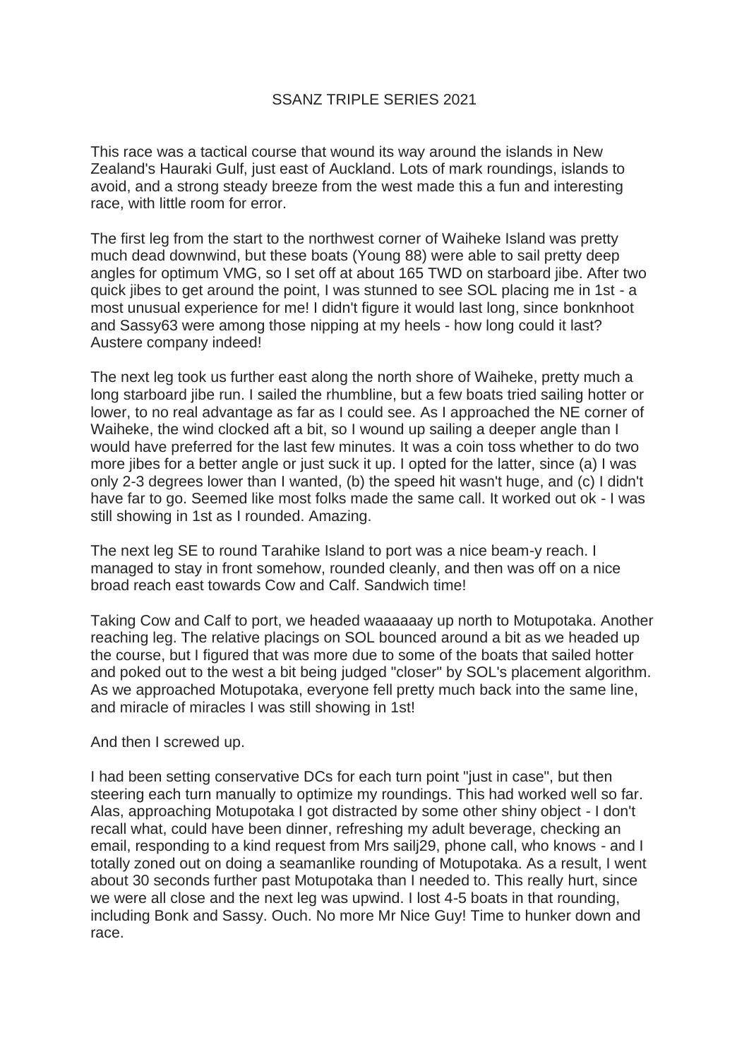# SSANZ TRIPLE SERIES 2021

This race was a tactical course that wound its way around the islands in New Zealand's Hauraki Gulf, just east of Auckland. Lots of mark roundings, islands to avoid, and a strong steady breeze from the west made this a fun and interesting race, with little room for error.

The first leg from the start to the northwest corner of Waiheke Island was pretty much dead downwind, but these boats (Young 88) were able to sail pretty deep angles for optimum VMG, so I set off at about 165 TWD on starboard jibe. After two quick jibes to get around the point, I was stunned to see SOL placing me in 1st - a most unusual experience for me! I didn't figure it would last long, since bonknhoot and Sassy63 were among those nipping at my heels - how long could it last? Austere company indeed!

The next leg took us further east along the north shore of Waiheke, pretty much a long starboard jibe run. I sailed the rhumbline, but a few boats tried sailing hotter or lower, to no real advantage as far as I could see. As I approached the NE corner of Waiheke, the wind clocked aft a bit, so I wound up sailing a deeper angle than I would have preferred for the last few minutes. It was a coin toss whether to do two more jibes for a better angle or just suck it up. I opted for the latter, since (a) I was only 2-3 degrees lower than I wanted, (b) the speed hit wasn't huge, and (c) I didn't have far to go. Seemed like most folks made the same call. It worked out ok - I was still showing in 1st as I rounded. Amazing.

The next leg SE to round Tarahike Island to port was a nice beam-y reach. I managed to stay in front somehow, rounded cleanly, and then was off on a nice broad reach east towards Cow and Calf. Sandwich time!

Taking Cow and Calf to port, we headed waaaaaay up north to Motupotaka. Another reaching leg. The relative placings on SOL bounced around a bit as we headed up the course, but I figured that was more due to some of the boats that sailed hotter and poked out to the west a bit being judged "closer" by SOL's placement algorithm. As we approached Motupotaka, everyone fell pretty much back into the same line, and miracle of miracles I was still showing in 1st!

And then I screwed up.

I had been setting conservative DCs for each turn point "just in case", but then steering each turn manually to optimize my roundings. This had worked well so far. Alas, approaching Motupotaka I got distracted by some other shiny object - I don't recall what, could have been dinner, refreshing my adult beverage, checking an email, responding to a kind request from Mrs sailj29, phone call, who knows - and I totally zoned out on doing a seamanlike rounding of Motupotaka. As a result, I went about 30 seconds further past Motupotaka than I needed to. This really hurt, since we were all close and the next leg was upwind. I lost 4-5 boats in that rounding, including Bonk and Sassy. Ouch. No more Mr Nice Guy! Time to hunker down and race.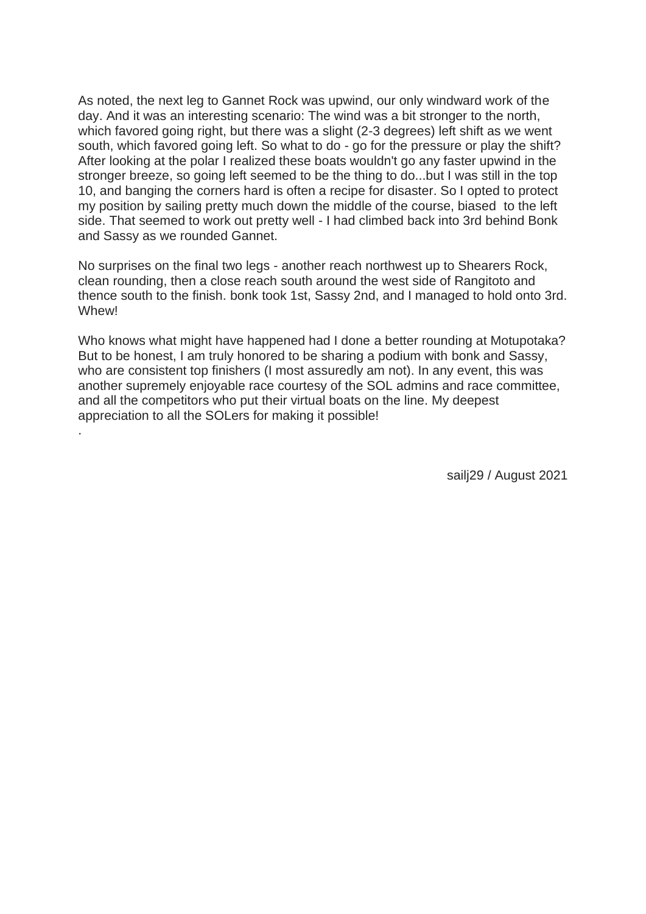As noted, the next leg to Gannet Rock was upwind, our only windward work of the day. And it was an interesting scenario: The wind was a bit stronger to the north, which favored going right, but there was a slight (2-3 degrees) left shift as we went south, which favored going left. So what to do - go for the pressure or play the shift? After looking at the polar I realized these boats wouldn't go any faster upwind in the stronger breeze, so going left seemed to be the thing to do...but I was still in the top 10, and banging the corners hard is often a recipe for disaster. So I opted to protect my position by sailing pretty much down the middle of the course, biased to the left side. That seemed to work out pretty well - I had climbed back into 3rd behind Bonk and Sassy as we rounded Gannet.

No surprises on the final two legs - another reach northwest up to Shearers Rock, clean rounding, then a close reach south around the west side of Rangitoto and thence south to the finish. bonk took 1st, Sassy 2nd, and I managed to hold onto 3rd. Whew!

Who knows what might have happened had I done a better rounding at Motupotaka? But to be honest, I am truly honored to be sharing a podium with bonk and Sassy, who are consistent top finishers (I most assuredly am not). In any event, this was another supremely enjoyable race courtesy of the SOL admins and race committee, and all the competitors who put their virtual boats on the line. My deepest appreciation to all the SOLers for making it possible!

.

sailj29 / August 2021